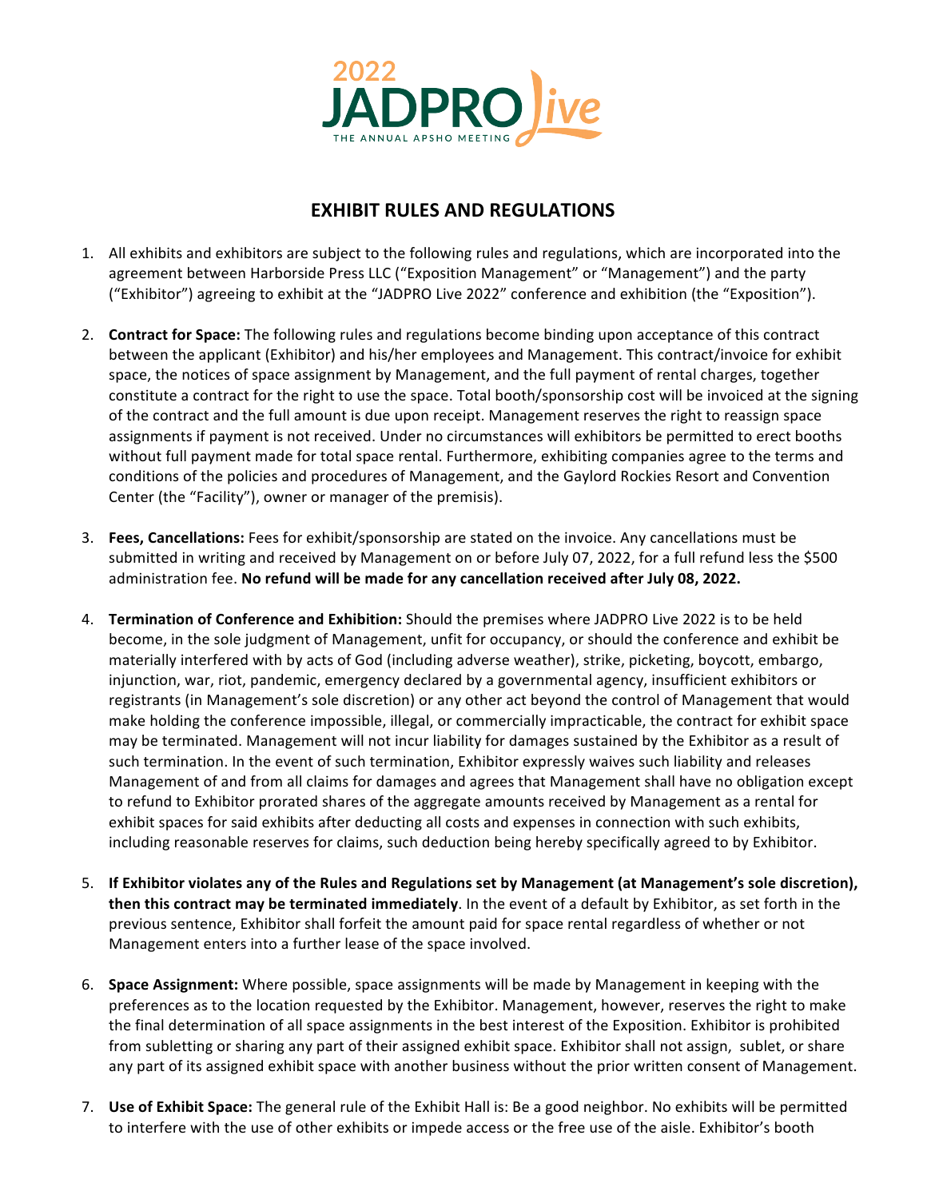2022 JADPRO Live

THE ANNUAL APSHO MEETING

# EXHIBIT RULES AND REGULATIONS

1. All exhibits and exhibitors are subject to the following rules and regulations, which are incorporated into the agreement between Harborside Press LLC ("Exposition Management" or "Management") and the party ("Exhibitor") agreeing to exhibit at the "JADPRO Live 2022" conference and exhibition (the "Exposition").

2. **Contract for Space:** The following rules and regulations become binding upon acceptance of this contract between the applicant (Exhibitor) and his/her employees and Management. This contract/invoice for exhibit space, the notices of space assignment by Management, and the full payment of rental charges, together constitute a contract for the right to use the space. Total booth/sponsorship cost will be invoiced at the signing of the contract and the full amount is due upon receipt. Management reserves the right to reassign space assignments if payment is not received. Under no circumstances will exhibitors be permitted to erect booths without full payment made for total space rental. Furthermore, exhibiting companies agree to the terms and conditions of the policies and procedures of Management, and the Gaylord Rockies Resort and Convention Center (the "Facility"), owner or manager of the premisis).

3. **Fees, Cancellations:** Fees for exhibit/sponsorship are stated on the invoice. Any cancellations must be submitted in writing and received by Management on or before July 07, 2022, for a full refund less the $500 administration fee. **No refund will be made for any cancellation received after July 08, 2022.**

4. **Termination of Conference and Exhibition:** Should the premises where JADPRO Live 2022 is to be held become, in the sole judgment of Management, unfit for occupancy, or should the conference and exhibit be materially interfered with by acts of God (including adverse weather), strike, picketing, boycott, embargo, injunction, war, riot, pandemic, emergency declared by a governmental agency, insufficient exhibitors or registrants (in Management's sole discretion) or any other act beyond the control of Management that would make holding the conference impossible, illegal, or commercially impracticable, the contract for exhibit space may be terminated. Management will not incur liability for damages sustained by the Exhibitor as a result of such termination. In the event of such termination, Exhibitor expressly waives such liability and releases Management of and from all claims for damages and agrees that Management shall have no obligation except to refund to Exhibitor prorated shares of the aggregate amounts received by Management as a rental for exhibit spaces for said exhibits after deducting all costs and expenses in connection with such exhibits, including reasonable reserves for claims, such deduction being hereby specifically agreed to by Exhibitor.

5. **If Exhibitor violates any of the Rules and Regulations set by Management (at Management's sole discretion), then this contract may be terminated immediately**. In the event of a default by Exhibitor, as set forth in the previous sentence, Exhibitor shall forfeit the amount paid for space rental regardless of whether or not Management enters into a further lease of the space involved.

6. **Space Assignment:** Where possible, space assignments will be made by Management in keeping with the preferences as to the location requested by the Exhibitor. Management, however, reserves the right to make the final determination of all space assignments in the best interest of the Exposition. Exhibitor is prohibited from subletting or sharing any part of their assigned exhibit space. Exhibitor shall not assign, sublet, or share any part of its assigned exhibit space with another business without the prior written consent of Management.

7. **Use of Exhibit Space:** The general rule of the Exhibit Hall is: Be a good neighbor. No exhibits will be permitted to interfere with the use of other exhibits or impede access or the free use of the aisle. Exhibitor's booth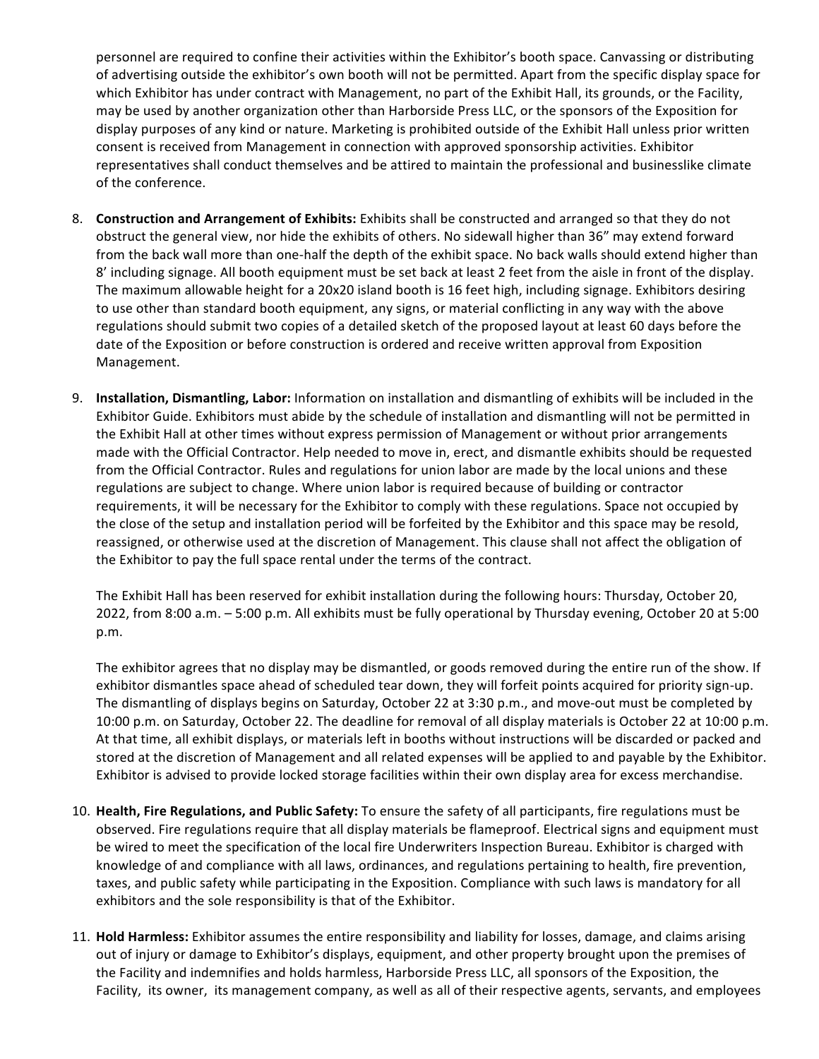personnel are required to confine their activities within the Exhibitor's booth space. Canvassing or distributing of advertising outside the exhibitor's own booth will not be permitted. Apart from the specific display space for which Exhibitor has under contract with Management, no part of the Exhibit Hall, its grounds, or the Facility, may be used by another organization other than Harborside Press LLC, or the sponsors of the Exposition for display purposes of any kind or nature. Marketing is prohibited outside of the Exhibit Hall unless prior written consent is received from Management in connection with approved sponsorship activities. Exhibitor representatives shall conduct themselves and be attired to maintain the professional and businesslike climate of the conference.

8. **Construction and Arrangement of Exhibits:** Exhibits shall be constructed and arranged so that they do not obstruct the general view, nor hide the exhibits of others. No sidewall higher than 36" may extend forward from the back wall more than one-half the depth of the exhibit space. No back walls should extend higher than 8' including signage. All booth equipment must be set back at least 2 feet from the aisle in front of the display. The maximum allowable height for a 20x20 island booth is 16 feet high, including signage. Exhibitors desiring to use other than standard booth equipment, any signs, or material conflicting in any way with the above regulations should submit two copies of a detailed sketch of the proposed layout at least 60 days before the date of the Exposition or before construction is ordered and receive written approval from Exposition Management.

9. **Installation, Dismantling, Labor:** Information on installation and dismantling of exhibits will be included in the Exhibitor Guide. Exhibitors must abide by the schedule of installation and dismantling will not be permitted in the Exhibit Hall at other times without express permission of Management or without prior arrangements made with the Official Contractor. Help needed to move in, erect, and dismantle exhibits should be requested from the Official Contractor. Rules and regulations for union labor are made by the local unions and these regulations are subject to change. Where union labor is required because of building or contractor requirements, it will be necessary for the Exhibitor to comply with these regulations. Space not occupied by the close of the setup and installation period will be forfeited by the Exhibitor and this space may be resold, reassigned, or otherwise used at the discretion of Management. This clause shall not affect the obligation of the Exhibitor to pay the full space rental under the terms of the contract.

   The Exhibit Hall has been reserved for exhibit installation during the following hours: Thursday, October 20, 2022, from 8:00 a.m. – 5:00 p.m. All exhibits must be fully operational by Thursday evening, October 20 at 5:00 p.m.

   The exhibitor agrees that no display may be dismantled, or goods removed during the entire run of the show. If exhibitor dismantles space ahead of scheduled tear down, they will forfeit points acquired for priority sign-up. The dismantling of displays begins on Saturday, October 22 at 3:30 p.m., and move-out must be completed by 10:00 p.m. on Saturday, October 22. The deadline for removal of all display materials is October 22 at 10:00 p.m. At that time, all exhibit displays, or materials left in booths without instructions will be discarded or packed and stored at the discretion of Management and all related expenses will be applied to and payable by the Exhibitor. Exhibitor is advised to provide locked storage facilities within their own display area for excess merchandise.

10. **Health, Fire Regulations, and Public Safety:** To ensure the safety of all participants, fire regulations must be observed. Fire regulations require that all display materials be flameproof. Electrical signs and equipment must be wired to meet the specification of the local fire Underwriters Inspection Bureau. Exhibitor is charged with knowledge of and compliance with all laws, ordinances, and regulations pertaining to health, fire prevention, taxes, and public safety while participating in the Exposition. Compliance with such laws is mandatory for all exhibitors and the sole responsibility is that of the Exhibitor.

11. **Hold Harmless:** Exhibitor assumes the entire responsibility and liability for losses, damage, and claims arising out of injury or damage to Exhibitor's displays, equipment, and other property brought upon the premises of the Facility and indemnifies and holds harmless, Harborside Press LLC, all sponsors of the Exposition, the Facility, its owner, its management company, as well as all of their respective agents, servants, and employees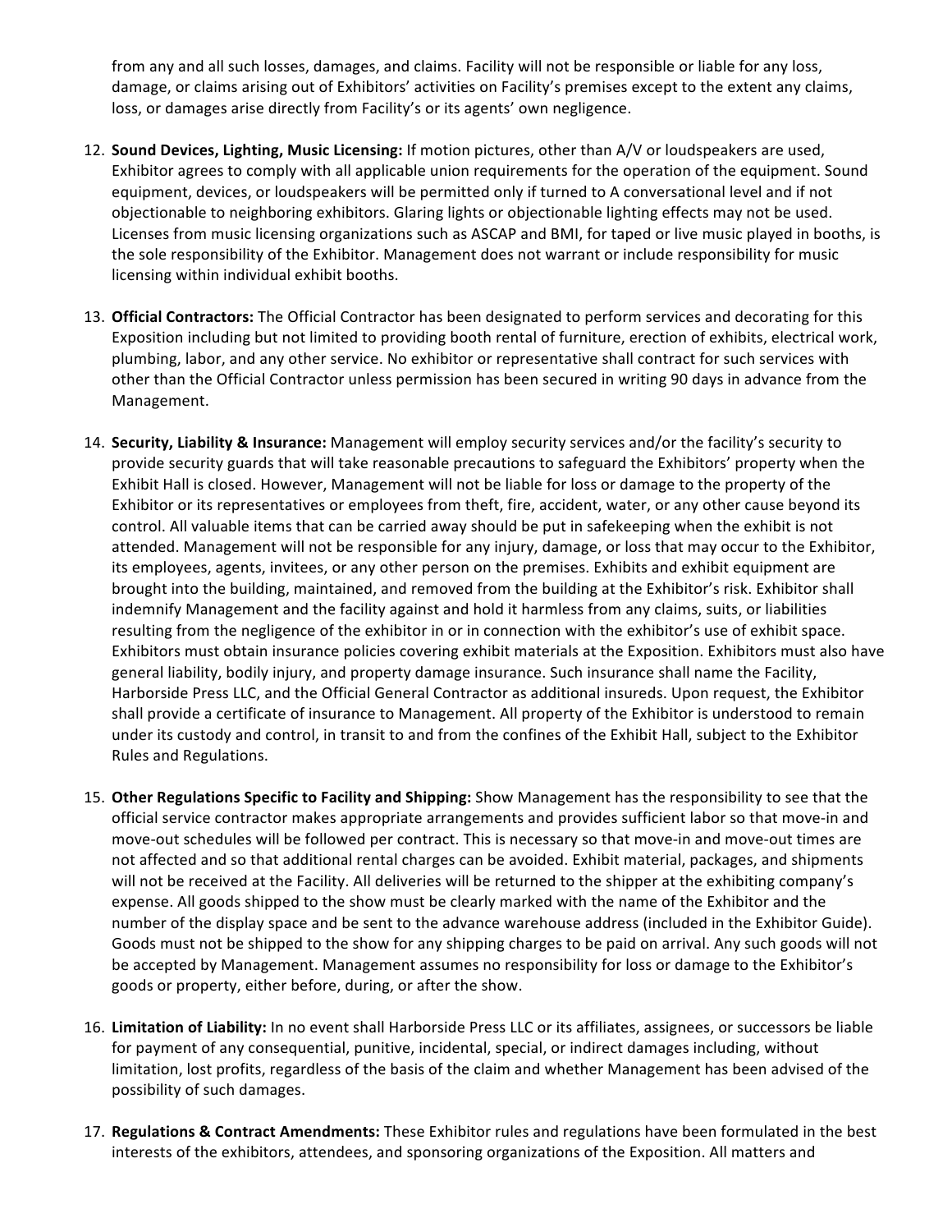from any and all such losses, damages, and claims. Facility will not be responsible or liable for any loss, damage, or claims arising out of Exhibitors' activities on Facility's premises except to the extent any claims, loss, or damages arise directly from Facility's or its agents' own negligence.

12. **Sound Devices, Lighting, Music Licensing:** If motion pictures, other than A/V or loudspeakers are used, Exhibitor agrees to comply with all applicable union requirements for the operation of the equipment. Sound equipment, devices, or loudspeakers will be permitted only if turned to A conversational level and if not objectionable to neighboring exhibitors. Glaring lights or objectionable lighting effects may not be used. Licenses from music licensing organizations such as ASCAP and BMI, for taped or live music played in booths, is the sole responsibility of the Exhibitor. Management does not warrant or include responsibility for music licensing within individual exhibit booths.

13. **Official Contractors:** The Official Contractor has been designated to perform services and decorating for this Exposition including but not limited to providing booth rental of furniture, erection of exhibits, electrical work, plumbing, labor, and any other service. No exhibitor or representative shall contract for such services with other than the Official Contractor unless permission has been secured in writing 90 days in advance from the Management.

14. **Security, Liability & Insurance:** Management will employ security services and/or the facility's security to provide security guards that will take reasonable precautions to safeguard the Exhibitors' property when the Exhibit Hall is closed. However, Management will not be liable for loss or damage to the property of the Exhibitor or its representatives or employees from theft, fire, accident, water, or any other cause beyond its control. All valuable items that can be carried away should be put in safekeeping when the exhibit is not attended. Management will not be responsible for any injury, damage, or loss that may occur to the Exhibitor, its employees, agents, invitees, or any other person on the premises. Exhibits and exhibit equipment are brought into the building, maintained, and removed from the building at the Exhibitor's risk. Exhibitor shall indemnify Management and the facility against and hold it harmless from any claims, suits, or liabilities resulting from the negligence of the exhibitor in or in connection with the exhibitor's use of exhibit space. Exhibitors must obtain insurance policies covering exhibit materials at the Exposition. Exhibitors must also have general liability, bodily injury, and property damage insurance. Such insurance shall name the Facility, Harborside Press LLC, and the Official General Contractor as additional insureds. Upon request, the Exhibitor shall provide a certificate of insurance to Management. All property of the Exhibitor is understood to remain under its custody and control, in transit to and from the confines of the Exhibit Hall, subject to the Exhibitor Rules and Regulations.

15. **Other Regulations Specific to Facility and Shipping:** Show Management has the responsibility to see that the official service contractor makes appropriate arrangements and provides sufficient labor so that move-in and move-out schedules will be followed per contract. This is necessary so that move-in and move-out times are not affected and so that additional rental charges can be avoided. Exhibit material, packages, and shipments will not be received at the Facility. All deliveries will be returned to the shipper at the exhibiting company's expense. All goods shipped to the show must be clearly marked with the name of the Exhibitor and the number of the display space and be sent to the advance warehouse address (included in the Exhibitor Guide). Goods must not be shipped to the show for any shipping charges to be paid on arrival. Any such goods will not be accepted by Management. Management assumes no responsibility for loss or damage to the Exhibitor's goods or property, either before, during, or after the show.

16. **Limitation of Liability:** In no event shall Harborside Press LLC or its affiliates, assignees, or successors be liable for payment of any consequential, punitive, incidental, special, or indirect damages including, without limitation, lost profits, regardless of the basis of the claim and whether Management has been advised of the possibility of such damages.

17. **Regulations & Contract Amendments:** These Exhibitor rules and regulations have been formulated in the best interests of the exhibitors, attendees, and sponsoring organizations of the Exposition. All matters and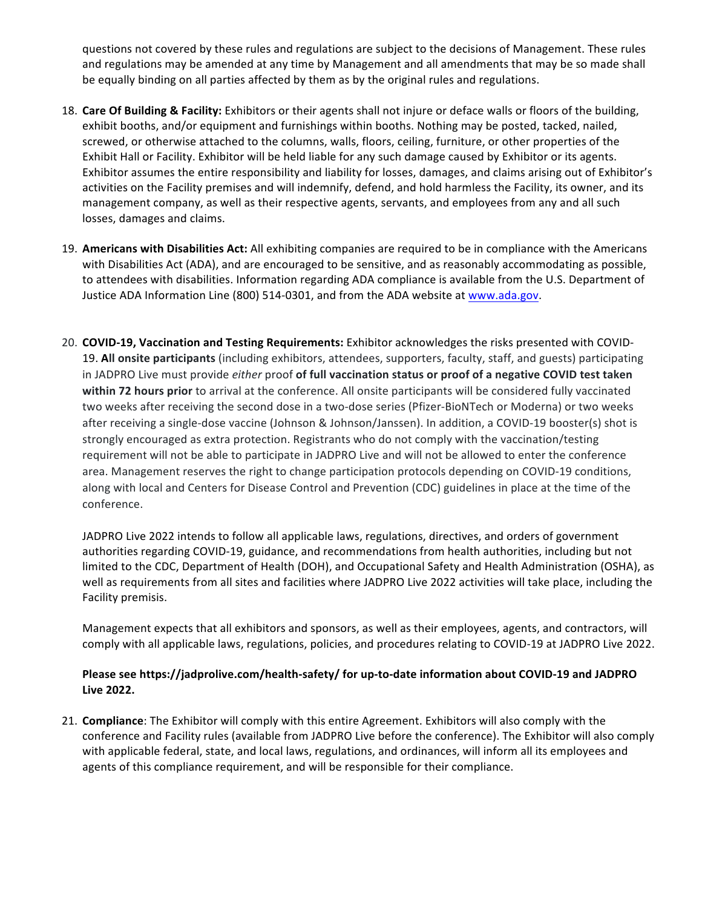questions not covered by these rules and regulations are subject to the decisions of Management. These rules and regulations may be amended at any time by Management and all amendments that may be so made shall be equally binding on all parties affected by them as by the original rules and regulations.

18. **Care Of Building & Facility:** Exhibitors or their agents shall not injure or deface walls or floors of the building, exhibit booths, and/or equipment and furnishings within booths. Nothing may be posted, tacked, nailed, screwed, or otherwise attached to the columns, walls, floors, ceiling, furniture, or other properties of the Exhibit Hall or Facility. Exhibitor will be held liable for any such damage caused by Exhibitor or its agents. Exhibitor assumes the entire responsibility and liability for losses, damages, and claims arising out of Exhibitor's activities on the Facility premises and will indemnify, defend, and hold harmless the Facility, its owner, and its management company, as well as their respective agents, servants, and employees from any and all such losses, damages and claims.

19. **Americans with Disabilities Act:** All exhibiting companies are required to be in compliance with the Americans with Disabilities Act (ADA), and are encouraged to be sensitive, and as reasonably accommodating as possible, to attendees with disabilities. Information regarding ADA compliance is available from the U.S. Department of Justice ADA Information Line (800) 514-0301, and from the ADA website at www.ada.gov.

20. **COVID-19, Vaccination and Testing Requirements:** Exhibitor acknowledges the risks presented with COVID-19. **All onsite participants** (including exhibitors, attendees, supporters, faculty, staff, and guests) participating in JADPRO Live must provide *either* proof **of full vaccination status or proof of a negative COVID test taken within 72 hours prior** to arrival at the conference. All onsite participants will be considered fully vaccinated two weeks after receiving the second dose in a two-dose series (Pfizer-BioNTech or Moderna) or two weeks after receiving a single-dose vaccine (Johnson & Johnson/Janssen). In addition, a COVID-19 booster(s) shot is strongly encouraged as extra protection. Registrants who do not comply with the vaccination/testing requirement will not be able to participate in JADPRO Live and will not be allowed to enter the conference area. Management reserves the right to change participation protocols depending on COVID-19 conditions, along with local and Centers for Disease Control and Prevention (CDC) guidelines in place at the time of the conference.

    JADPRO Live 2022 intends to follow all applicable laws, regulations, directives, and orders of government authorities regarding COVID-19, guidance, and recommendations from health authorities, including but not limited to the CDC, Department of Health (DOH), and Occupational Safety and Health Administration (OSHA), as well as requirements from all sites and facilities where JADPRO Live 2022 activities will take place, including the Facility premisis.

    Management expects that all exhibitors and sponsors, as well as their employees, agents, and contractors, will comply with all applicable laws, regulations, policies, and procedures relating to COVID-19 at JADPRO Live 2022.

    **Please see https://jadprolive.com/health-safety/ for up-to-date information about COVID-19 and JADPRO Live 2022.**

21. **Compliance**: The Exhibitor will comply with this entire Agreement. Exhibitors will also comply with the conference and Facility rules (available from JADPRO Live before the conference). The Exhibitor will also comply with applicable federal, state, and local laws, regulations, and ordinances, will inform all its employees and agents of this compliance requirement, and will be responsible for their compliance.